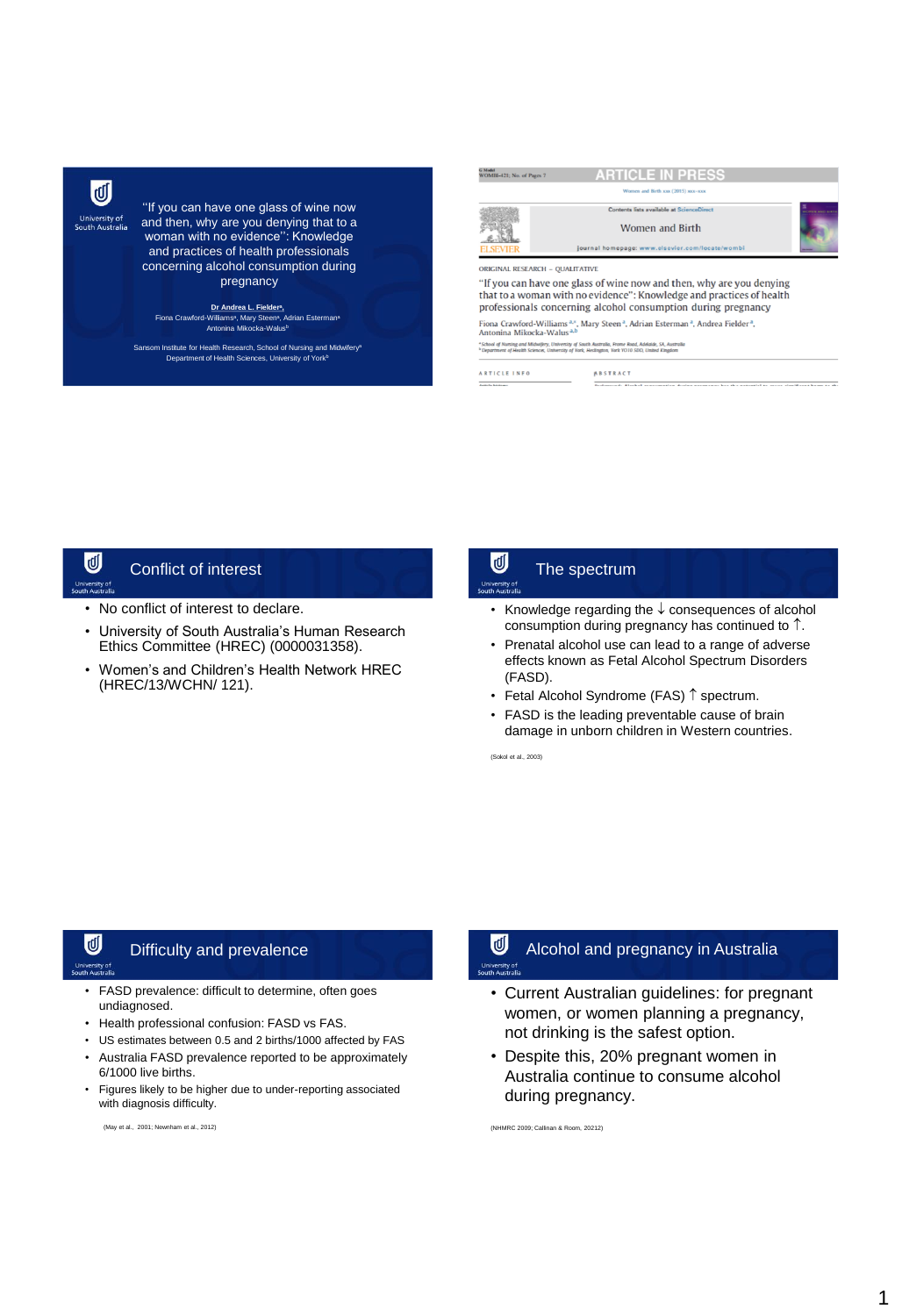# "If you can have one glass of wine now and then, why are you denying that to a woman with no evidence": Knowledge and practices of health professionals concerning alcohol consumption during pregnancy

**Dr Andrea L. Fielder[a]**, Fiona Crawford-Williams[a], Mary Steen[a], Adrian Esterman[a], Antonina Mikocka-Walus[b]

Sansom Institute for Health Research, School of Nursing and Midwifery[a]
Department of Health Sciences, University of York[b]

---

ARTICLE IN PRESS

Women and Birth

ORIGINAL RESEARCH – QUALITATIVE

"If you can have one glass of wine now and then, why are you denying that to a woman with no evidence": Knowledge and practices of health professionals concerning alcohol consumption during pregnancy

Fiona Crawford-Williams[a,*], Mary Steen[a], Adrian Esterman[a], Andrea Fielder[a], Antonina Mikocka-Walus[a,b]

[a] School of Nursing and Midwifery, University of South Australia, Frome Road, Adelaide, SA, Australia
[b] Department of Health Sciences, University of York, Heslington, York YO10 5DD, United Kingdom

---

## Conflict of interest

- No conflict of interest to declare.
- University of South Australia's Human Research Ethics Committee (HREC) (0000031358).
- Women's and Children's Health Network HREC (HREC/13/WCHN/ 121).

---

## The spectrum

- Knowledge regarding the ↓ consequences of alcohol consumption during pregnancy has continued to ↑.
- Prenatal alcohol use can lead to a range of adverse effects known as Fetal Alcohol Spectrum Disorders (FASD).
- Fetal Alcohol Syndrome (FAS) ↑ spectrum.
- FASD is the leading preventable cause of brain damage in unborn children in Western countries.

(Sokol et al., 2003)

---

## Difficulty and prevalence

- FASD prevalence: difficult to determine, often goes undiagnosed.
- Health professional confusion: FASD vs FAS.
- US estimates between 0.5 and 2 births/1000 affected by FAS
- Australia FASD prevalence reported to be approximately 6/1000 live births.
- Figures likely to be higher due to under-reporting associated with diagnosis difficulty.

(May et al., 2001; Newnham et al., 2012)

---

## Alcohol and pregnancy in Australia

- Current Australian guidelines: for pregnant women, or women planning a pregnancy, not drinking is the safest option.
- Despite this, 20% pregnant women in Australia continue to consume alcohol during pregnancy.

(NHMRC 2009; Callinan & Room, 20212)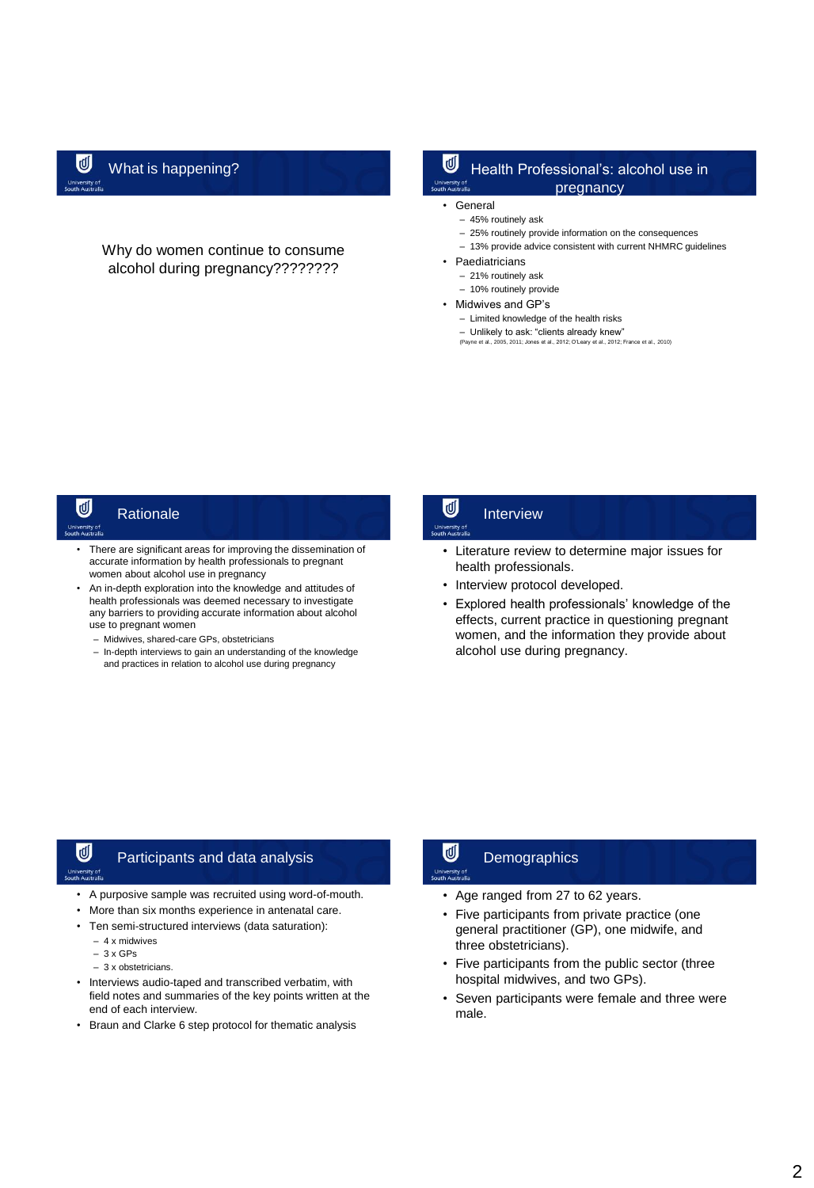## What is happening?

Why do women continue to consume alcohol during pregnancy????????

## Health Professional's: alcohol use in pregnancy

- General
  - 45% routinely ask
  - 25% routinely provide information on the consequences
  - 13% provide advice consistent with current NHMRC guidelines
- Paediatricians
  - 21% routinely ask
  - 10% routinely provide
- Midwives and GP's
  - Limited knowledge of the health risks
  - Unlikely to ask: "clients already knew"

(Payne et al., 2005, 2011; Jones et al., 2012; O'Leary et al., 2012; France et al., 2010)

## Rationale

- There are significant areas for improving the dissemination of accurate information by health professionals to pregnant women about alcohol use in pregnancy
- An in-depth exploration into the knowledge and attitudes of health professionals was deemed necessary to investigate any barriers to providing accurate information about alcohol use to pregnant women
  - Midwives, shared-care GPs, obstetricians
  - In-depth interviews to gain an understanding of the knowledge and practices in relation to alcohol use during pregnancy

## Interview

- Literature review to determine major issues for health professionals.
- Interview protocol developed.
- Explored health professionals' knowledge of the effects, current practice in questioning pregnant women, and the information they provide about alcohol use during pregnancy.

## Participants and data analysis

- A purposive sample was recruited using word-of-mouth.
- More than six months experience in antenatal care.
- Ten semi-structured interviews (data saturation):
  - 4 x midwives
  - 3 x GPs
  - 3 x obstetricians.
- Interviews audio-taped and transcribed verbatim, with field notes and summaries of the key points written at the end of each interview.
- Braun and Clarke 6 step protocol for thematic analysis

## Demographics

- Age ranged from 27 to 62 years.
- Five participants from private practice (one general practitioner (GP), one midwife, and three obstetricians).
- Five participants from the public sector (three hospital midwives, and two GPs).
- Seven participants were female and three were male.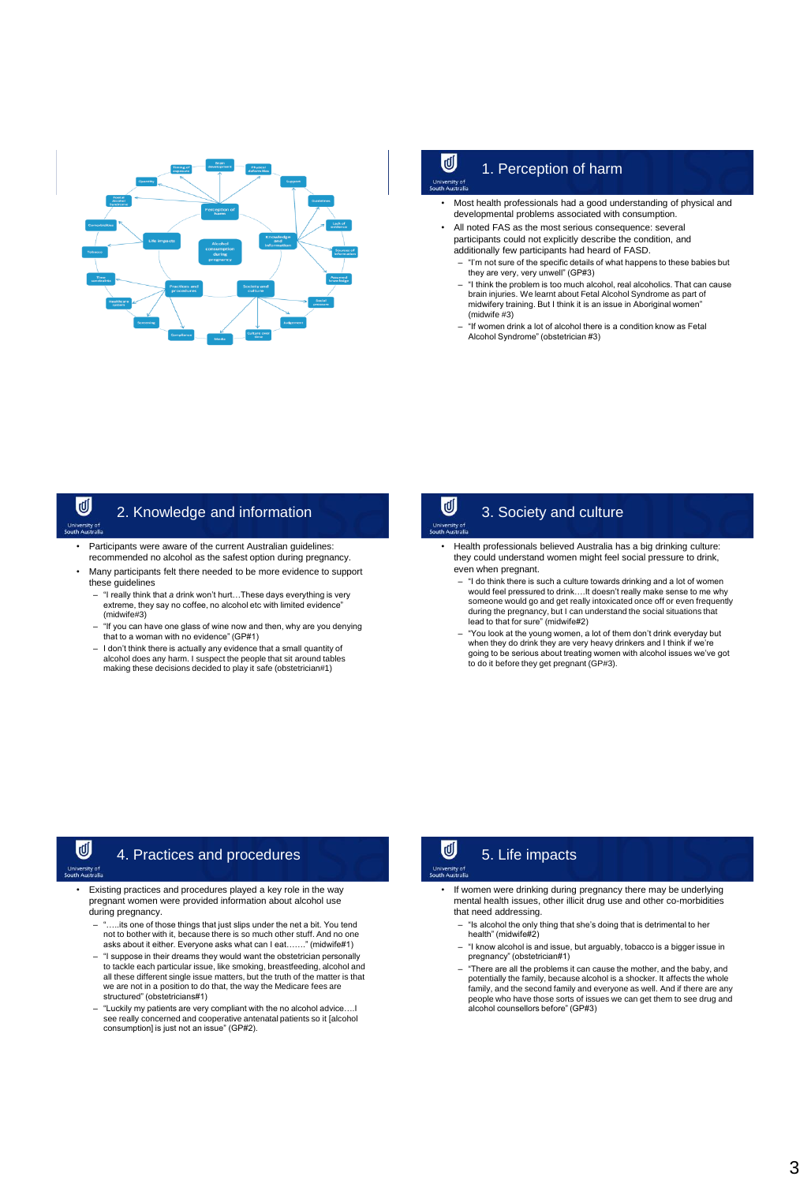## 1. Perception of harm

- Most health professionals had a good understanding of physical and developmental problems associated with consumption.
- All noted FAS as the most serious consequence: several participants could not explicitly describe the condition, and additionally few participants had heard of FASD.
  - "I'm not sure of the specific details of what happens to these babies but they are very, very unwell" (GP#3)
  - "I think the problem is too much alcohol, real alcoholics. That can cause brain injuries. We learnt about Fetal Alcohol Syndrome as part of midwifery training. But I think it is an issue in Aboriginal women" (midwife #3)
  - "If women drink a lot of alcohol there is a condition know as Fetal Alcohol Syndrome" (obstetrician #3)

## 2. Knowledge and information

- Participants were aware of the current Australian guidelines: recommended no alcohol as the safest option during pregnancy.
- Many participants felt there needed to be more evidence to support these guidelines
  - "I really think that *a* drink won't hurt…These days everything is very extreme, they say no coffee, no alcohol etc with limited evidence" (midwife#3)
  - "If you can have one glass of wine now and then, why are you denying that to a woman with no evidence" (GP#1)
  - I don't think there is actually any evidence that a small quantity of alcohol does any harm. I suspect the people that sit around tables making these decisions decided to play it safe (obstetrician#1)

## 3. Society and culture

- Health professionals believed Australia has a big drinking culture: they could understand women might feel social pressure to drink, even when pregnant.
  - "I do think there is such a culture towards drinking and a lot of women would feel pressured to drink….It doesn't really make sense to me why someone would go and get really intoxicated once off or even frequently during the pregnancy, but I can understand the social situations that lead to that for sure" (midwife#2)
  - "You look at the young women, a lot of them don't drink everyday but when they do drink they are very heavy drinkers and I think if we're going to be serious about treating women with alcohol issues we've got to do it before they get pregnant (GP#3).

## 4. Practices and procedures

- Existing practices and procedures played a key role in the way pregnant women were provided information about alcohol use during pregnancy.
  - "…..its one of those things that just slips under the net a bit. You tend not to bother with it, because there is so much other stuff. And no one asks about it either. Everyone asks what can I eat……." (midwife#1)
  - "I suppose in their dreams they would want the obstetrician personally to tackle each particular issue, like smoking, breastfeeding, alcohol and all these different single issue matters, but the truth of the matter is that we are not in a position to do that, the way the Medicare fees are structured" (obstetricians#1)
  - "Luckily my patients are very compliant with the no alcohol advice….I see really concerned and cooperative antenatal patients so it [alcohol consumption] is just not an issue" (GP#2).

## 5. Life impacts

- If women were drinking during pregnancy there may be underlying mental health issues, other illicit drug use and other co-morbidities that need addressing.
  - "Is alcohol the only thing that she's doing that is detrimental to her health" (midwife#2)
  - "I know alcohol is and issue, but arguably, tobacco is a bigger issue in pregnancy" (obstetrician#1)
  - "There are all the problems it can cause the mother, and the baby, and potentially the family, because alcohol is a shocker. It affects the whole family, and the second family and everyone as well. And if there are any people who have those sorts of issues we can get them to see drug and alcohol counsellors before" (GP#3)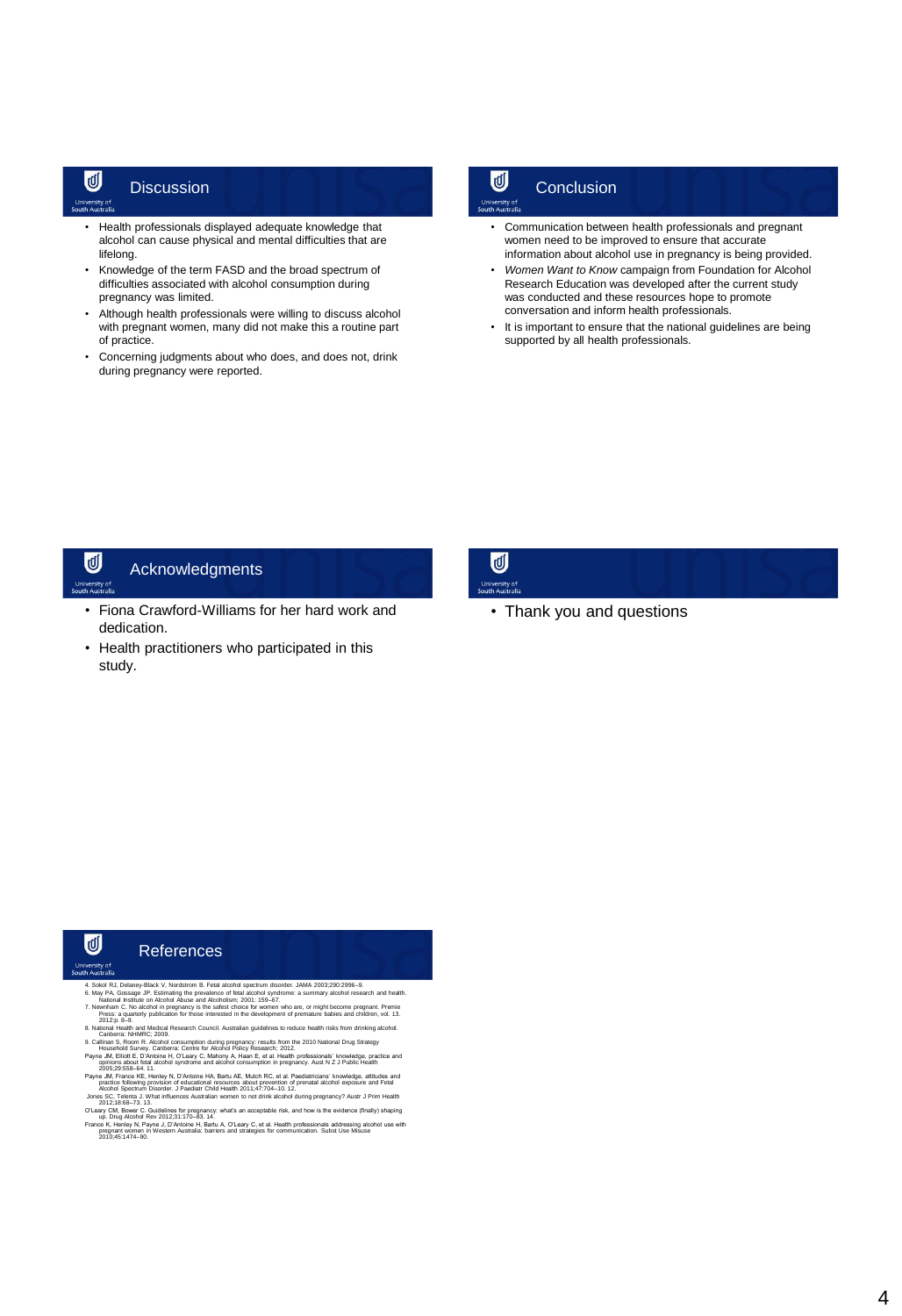## Discussion

- Health professionals displayed adequate knowledge that alcohol can cause physical and mental difficulties that are lifelong.
- Knowledge of the term FASD and the broad spectrum of difficulties associated with alcohol consumption during pregnancy was limited.
- Although health professionals were willing to discuss alcohol with pregnant women, many did not make this a routine part of practice.
- Concerning judgments about who does, and does not, drink during pregnancy were reported.

## Conclusion

- Communication between health professionals and pregnant women need to be improved to ensure that accurate information about alcohol use in pregnancy is being provided.
- *Women Want to Know* campaign from Foundation for Alcohol Research Education was developed after the current study was conducted and these resources hope to promote conversation and inform health professionals.
- It is important to ensure that the national guidelines are being supported by all health professionals.

## Acknowledgments

- Fiona Crawford-Williams for her hard work and dedication.
- Health practitioners who participated in this study.

- Thank you and questions

## References

4. Sokol RJ, Delaney-Black V, Nordstrom B. Fetal alcohol spectrum disorder. JAMA 2003;290:2996–9.
6. May PA, Gossage JP. Estimating the prevalence of fetal alcohol syndrome: a summary alcohol research and health. National Institute on Alcohol Abuse and Alcoholism; 2001: 159–67.
7. Newnham C. No alcohol in pregnancy is the safest choice for women who are, or might become pregnant. Premie Press: a quarterly publication for those interested in the development of premature babies and children, vol. 13. 2012:p. 8–9.
8. National Health and Medical Research Council. Australian guidelines to reduce health risks from drinking alcohol. Canberra: NHMRC; 2009.
9. Callinan S, Room R. Alcohol consumption during pregnancy: results from the 2010 National Drug Strategy Household Survey. Canberra: Centre for Alcohol Policy Research; 2012.

Payne JM, Elliott E, D'Antoine H, O'Leary C, Mahony A, Haan E, et al. Health professionals' knowledge, practice and opinions about fetal alcohol syndrome and alcohol consumption in pregnancy. Aust N Z J Public Health 2005;29:558–64. 11.

Payne JM, France KE, Henley N, D'Antoine HA, Bartu AE, Mutch RC, et al. Paediatricians' knowledge, attitudes and practice following provision of educational resources about prevention of prenatal alcohol exposure and Fetal Alcohol Spectrum Disorder. J Paediatr Child Health 2011;47:704–10. 12.

Jones SC, Telenta J. What influences Australian women to not drink alcohol during pregnancy? Austr J Prim Health 2012;18:68–73. 13.

O'Leary CM, Bower C. Guidelines for pregnancy: what's an acceptable risk, and how is the evidence (finally) shaping up. Drug Alcohol Rev 2012;31:170–83. 14.

France K, Henley N, Payne J, D'Antoine H, Bartu A, O'Leary C, et al. Health professionals addressing alcohol use with pregnant women in Western Australia: barriers and strategies for communication. Subst Use Misuse 2010;45:1474–90.